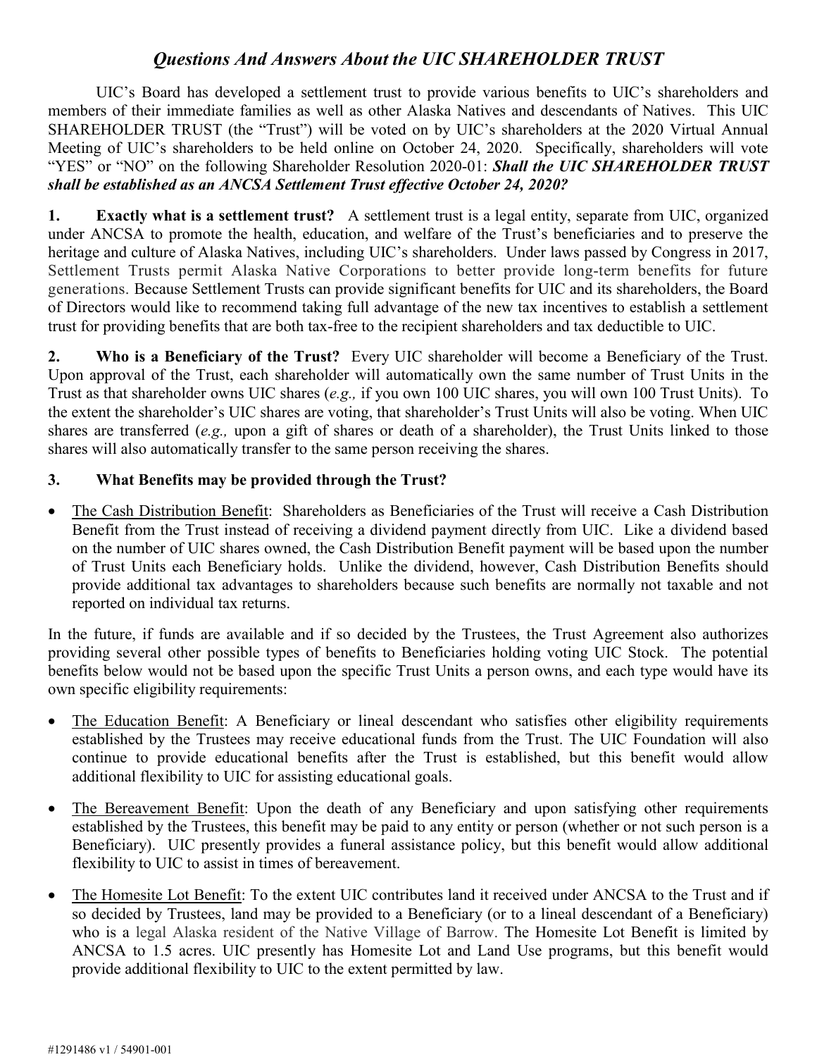# *Questions And Answers About the UIC SHAREHOLDER TRUST*

UIC's Board has developed a settlement trust to provide various benefits to UIC's shareholders and members of their immediate families as well as other Alaska Natives and descendants of Natives. This UIC SHAREHOLDER TRUST (the "Trust") will be voted on by UIC's shareholders at the 2020 Virtual Annual Meeting of UIC's shareholders to be held online on October 24, 2020. Specifically, shareholders will vote "YES" or "NO" on the following Shareholder Resolution 2020-01: ***Shall the UIC SHAREHOLDER TRUST shall be established as an ANCSA Settlement Trust effective October 24, 2020?***

**1. Exactly what is a settlement trust?** A settlement trust is a legal entity, separate from UIC, organized under ANCSA to promote the health, education, and welfare of the Trust's beneficiaries and to preserve the heritage and culture of Alaska Natives, including UIC's shareholders. Under laws passed by Congress in 2017, Settlement Trusts permit Alaska Native Corporations to better provide long-term benefits for future generations. Because Settlement Trusts can provide significant benefits for UIC and its shareholders, the Board of Directors would like to recommend taking full advantage of the new tax incentives to establish a settlement trust for providing benefits that are both tax-free to the recipient shareholders and tax deductible to UIC.

**2. Who is a Beneficiary of the Trust?** Every UIC shareholder will become a Beneficiary of the Trust. Upon approval of the Trust, each shareholder will automatically own the same number of Trust Units in the Trust as that shareholder owns UIC shares (*e.g.,* if you own 100 UIC shares, you will own 100 Trust Units). To the extent the shareholder's UIC shares are voting, that shareholder's Trust Units will also be voting. When UIC shares are transferred (*e.g.,* upon a gift of shares or death of a shareholder), the Trust Units linked to those shares will also automatically transfer to the same person receiving the shares.

**3. What Benefits may be provided through the Trust?**

- The Cash Distribution Benefit: Shareholders as Beneficiaries of the Trust will receive a Cash Distribution Benefit from the Trust instead of receiving a dividend payment directly from UIC. Like a dividend based on the number of UIC shares owned, the Cash Distribution Benefit payment will be based upon the number of Trust Units each Beneficiary holds. Unlike the dividend, however, Cash Distribution Benefits should provide additional tax advantages to shareholders because such benefits are normally not taxable and not reported on individual tax returns.

In the future, if funds are available and if so decided by the Trustees, the Trust Agreement also authorizes providing several other possible types of benefits to Beneficiaries holding voting UIC Stock. The potential benefits below would not be based upon the specific Trust Units a person owns, and each type would have its own specific eligibility requirements:

- The Education Benefit: A Beneficiary or lineal descendant who satisfies other eligibility requirements established by the Trustees may receive educational funds from the Trust. The UIC Foundation will also continue to provide educational benefits after the Trust is established, but this benefit would allow additional flexibility to UIC for assisting educational goals.

- The Bereavement Benefit: Upon the death of any Beneficiary and upon satisfying other requirements established by the Trustees, this benefit may be paid to any entity or person (whether or not such person is a Beneficiary). UIC presently provides a funeral assistance policy, but this benefit would allow additional flexibility to UIC to assist in times of bereavement.

- The Homesite Lot Benefit: To the extent UIC contributes land it received under ANCSA to the Trust and if so decided by Trustees, land may be provided to a Beneficiary (or to a lineal descendant of a Beneficiary) who is a legal Alaska resident of the Native Village of Barrow. The Homesite Lot Benefit is limited by ANCSA to 1.5 acres. UIC presently has Homesite Lot and Land Use programs, but this benefit would provide additional flexibility to UIC to the extent permitted by law.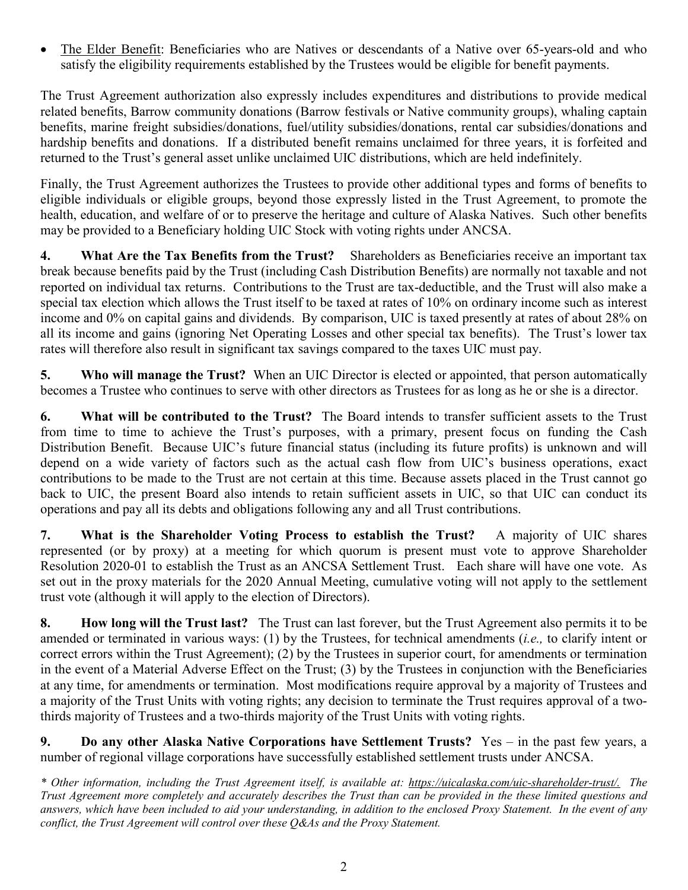- <u>The Elder Benefit</u>: Beneficiaries who are Natives or descendants of a Native over 65-years-old and who satisfy the eligibility requirements established by the Trustees would be eligible for benefit payments.

The Trust Agreement authorization also expressly includes expenditures and distributions to provide medical related benefits, Barrow community donations (Barrow festivals or Native community groups), whaling captain benefits, marine freight subsidies/donations, fuel/utility subsidies/donations, rental car subsidies/donations and hardship benefits and donations. If a distributed benefit remains unclaimed for three years, it is forfeited and returned to the Trust's general asset unlike unclaimed UIC distributions, which are held indefinitely.

Finally, the Trust Agreement authorizes the Trustees to provide other additional types and forms of benefits to eligible individuals or eligible groups, beyond those expressly listed in the Trust Agreement, to promote the health, education, and welfare of or to preserve the heritage and culture of Alaska Natives. Such other benefits may be provided to a Beneficiary holding UIC Stock with voting rights under ANCSA.

**4. What Are the Tax Benefits from the Trust?** Shareholders as Beneficiaries receive an important tax break because benefits paid by the Trust (including Cash Distribution Benefits) are normally not taxable and not reported on individual tax returns. Contributions to the Trust are tax-deductible, and the Trust will also make a special tax election which allows the Trust itself to be taxed at rates of 10% on ordinary income such as interest income and 0% on capital gains and dividends. By comparison, UIC is taxed presently at rates of about 28% on all its income and gains (ignoring Net Operating Losses and other special tax benefits). The Trust's lower tax rates will therefore also result in significant tax savings compared to the taxes UIC must pay.

**5. Who will manage the Trust?** When an UIC Director is elected or appointed, that person automatically becomes a Trustee who continues to serve with other directors as Trustees for as long as he or she is a director.

**6. What will be contributed to the Trust?** The Board intends to transfer sufficient assets to the Trust from time to time to achieve the Trust's purposes, with a primary, present focus on funding the Cash Distribution Benefit. Because UIC's future financial status (including its future profits) is unknown and will depend on a wide variety of factors such as the actual cash flow from UIC's business operations, exact contributions to be made to the Trust are not certain at this time. Because assets placed in the Trust cannot go back to UIC, the present Board also intends to retain sufficient assets in UIC, so that UIC can conduct its operations and pay all its debts and obligations following any and all Trust contributions.

**7. What is the Shareholder Voting Process to establish the Trust?** A majority of UIC shares represented (or by proxy) at a meeting for which quorum is present must vote to approve Shareholder Resolution 2020-01 to establish the Trust as an ANCSA Settlement Trust. Each share will have one vote. As set out in the proxy materials for the 2020 Annual Meeting, cumulative voting will not apply to the settlement trust vote (although it will apply to the election of Directors).

**8. How long will the Trust last?** The Trust can last forever, but the Trust Agreement also permits it to be amended or terminated in various ways: (1) by the Trustees, for technical amendments (*i.e.,* to clarify intent or correct errors within the Trust Agreement); (2) by the Trustees in superior court, for amendments or termination in the event of a Material Adverse Effect on the Trust; (3) by the Trustees in conjunction with the Beneficiaries at any time, for amendments or termination. Most modifications require approval by a majority of Trustees and a majority of the Trust Units with voting rights; any decision to terminate the Trust requires approval of a two-thirds majority of Trustees and a two-thirds majority of the Trust Units with voting rights.

**9. Do any other Alaska Native Corporations have Settlement Trusts?** Yes – in the past few years, a number of regional village corporations have successfully established settlement trusts under ANCSA.

*\* Other information, including the Trust Agreement itself, is available at: <u>https://uicalaska.com/uic-shareholder-trust/</u>. The Trust Agreement more completely and accurately describes the Trust than can be provided in the these limited questions and answers, which have been included to aid your understanding, in addition to the enclosed Proxy Statement. In the event of any conflict, the Trust Agreement will control over these Q&As and the Proxy Statement.*